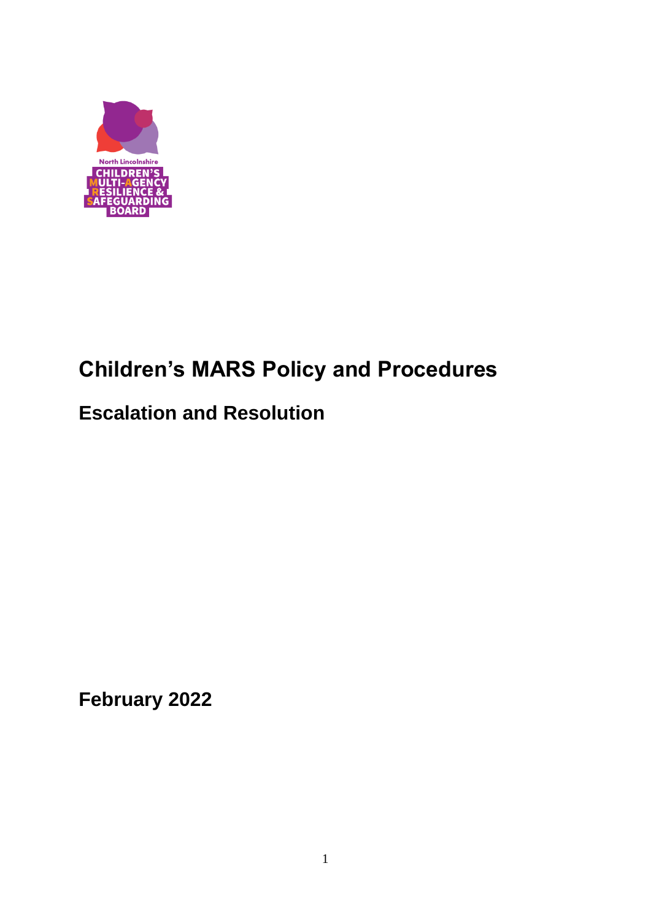North Lincolnshire
CHILDREN'S
MULTI-AGENCY
RESILIENCE &
SAFEGUARDING
BOARD

# Children's MARS Policy and Procedures

## Escalation and Resolution

**February 2022**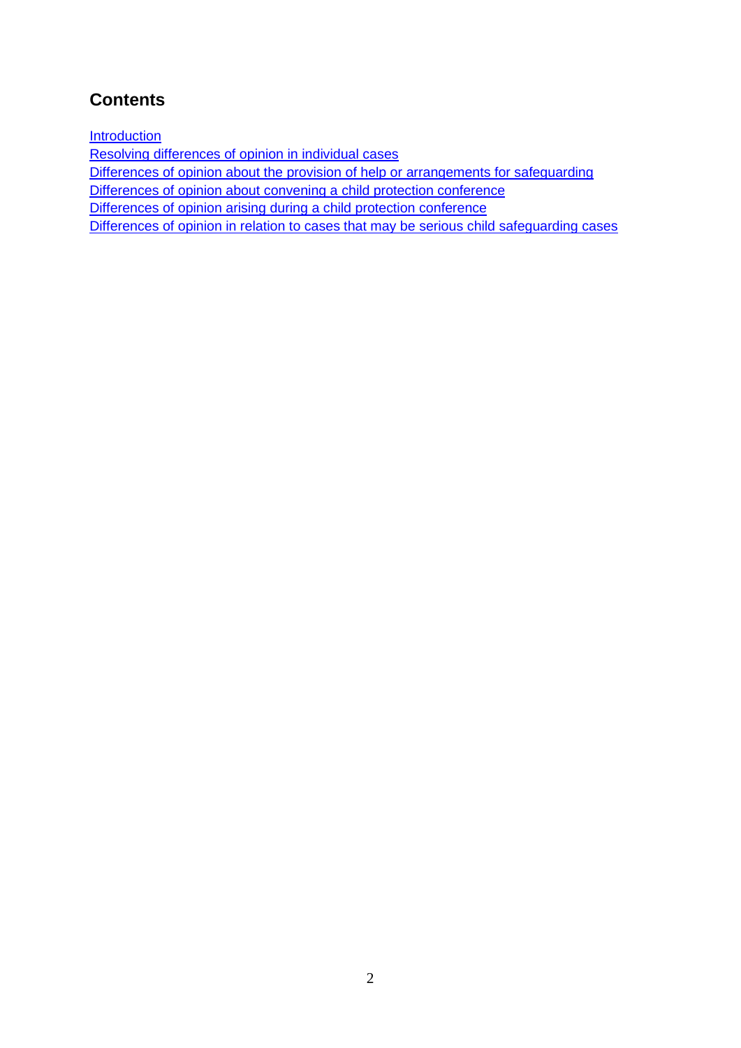## Contents

Introduction
Resolving differences of opinion in individual cases
Differences of opinion about the provision of help or arrangements for safeguarding
Differences of opinion about convening a child protection conference
Differences of opinion arising during a child protection conference
Differences of opinion in relation to cases that may be serious child safeguarding cases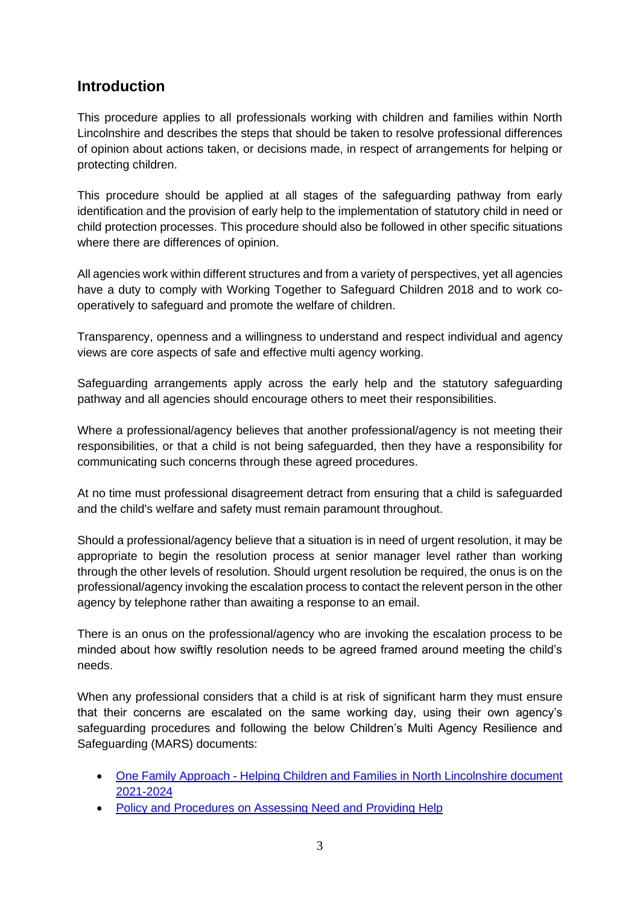## Introduction

This procedure applies to all professionals working with children and families within North Lincolnshire and describes the steps that should be taken to resolve professional differences of opinion about actions taken, or decisions made, in respect of arrangements for helping or protecting children.

This procedure should be applied at all stages of the safeguarding pathway from early identification and the provision of early help to the implementation of statutory child in need or child protection processes. This procedure should also be followed in other specific situations where there are differences of opinion.

All agencies work within different structures and from a variety of perspectives, yet all agencies have a duty to comply with Working Together to Safeguard Children 2018 and to work co-operatively to safeguard and promote the welfare of children.

Transparency, openness and a willingness to understand and respect individual and agency views are core aspects of safe and effective multi agency working.

Safeguarding arrangements apply across the early help and the statutory safeguarding pathway and all agencies should encourage others to meet their responsibilities.

Where a professional/agency believes that another professional/agency is not meeting their responsibilities, or that a child is not being safeguarded, then they have a responsibility for communicating such concerns through these agreed procedures.

At no time must professional disagreement detract from ensuring that a child is safeguarded and the child's welfare and safety must remain paramount throughout.

Should a professional/agency believe that a situation is in need of urgent resolution, it may be appropriate to begin the resolution process at senior manager level rather than working through the other levels of resolution. Should urgent resolution be required, the onus is on the professional/agency invoking the escalation process to contact the relevent person in the other agency by telephone rather than awaiting a response to an email.

There is an onus on the professional/agency who are invoking the escalation process to be minded about how swiftly resolution needs to be agreed framed around meeting the child's needs.

When any professional considers that a child is at risk of significant harm they must ensure that their concerns are escalated on the same working day, using their own agency's safeguarding procedures and following the below Children's Multi Agency Resilience and Safeguarding (MARS) documents:

- One Family Approach - Helping Children and Families in North Lincolnshire document 2021-2024
- Policy and Procedures on Assessing Need and Providing Help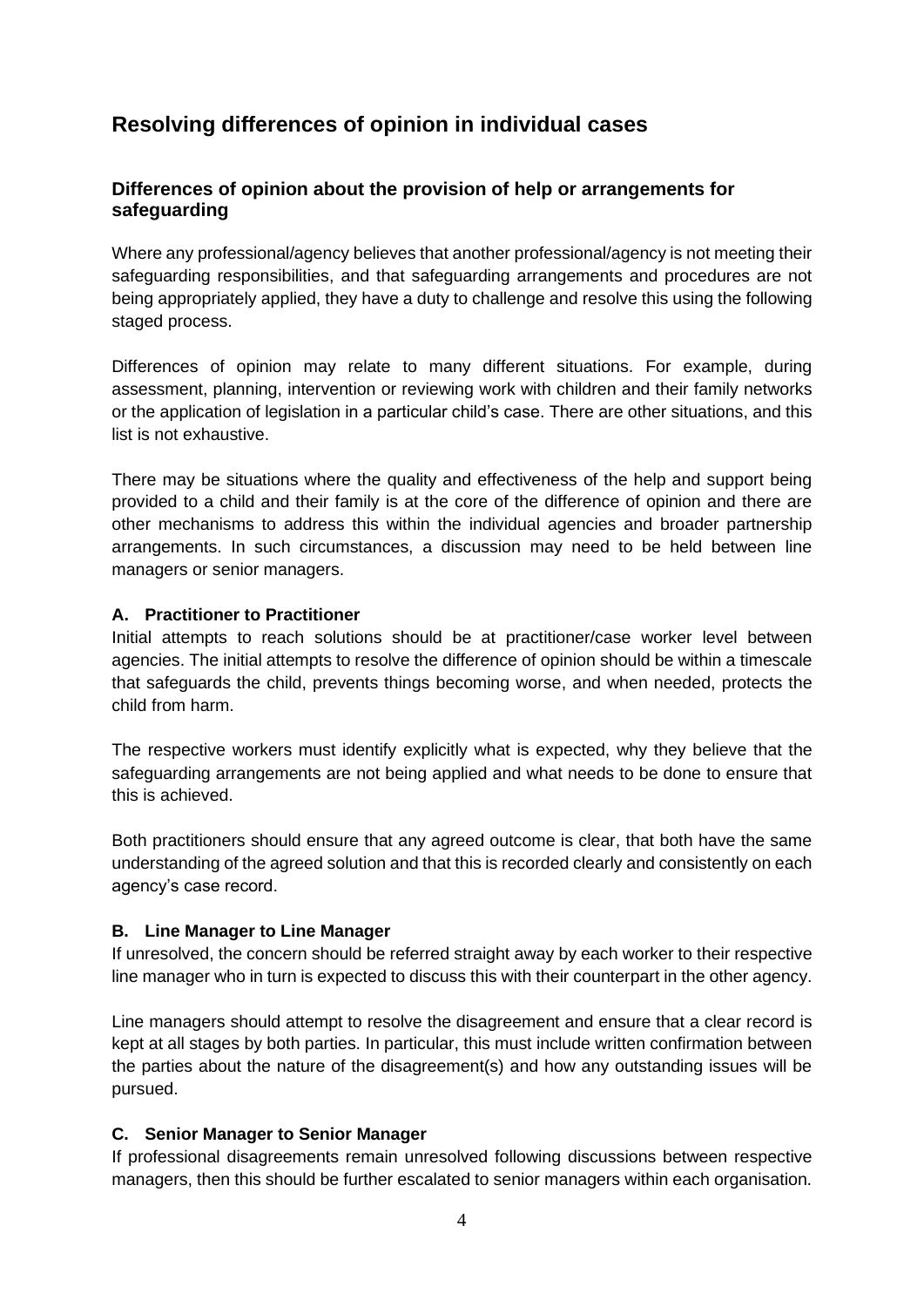## Resolving differences of opinion in individual cases

### Differences of opinion about the provision of help or arrangements for safeguarding

Where any professional/agency believes that another professional/agency is not meeting their safeguarding responsibilities, and that safeguarding arrangements and procedures are not being appropriately applied, they have a duty to challenge and resolve this using the following staged process.

Differences of opinion may relate to many different situations. For example, during assessment, planning, intervention or reviewing work with children and their family networks or the application of legislation in a particular child's case. There are other situations, and this list is not exhaustive.

There may be situations where the quality and effectiveness of the help and support being provided to a child and their family is at the core of the difference of opinion and there are other mechanisms to address this within the individual agencies and broader partnership arrangements. In such circumstances, a discussion may need to be held between line managers or senior managers.

#### A. Practitioner to Practitioner

Initial attempts to reach solutions should be at practitioner/case worker level between agencies. The initial attempts to resolve the difference of opinion should be within a timescale that safeguards the child, prevents things becoming worse, and when needed, protects the child from harm.

The respective workers must identify explicitly what is expected, why they believe that the safeguarding arrangements are not being applied and what needs to be done to ensure that this is achieved.

Both practitioners should ensure that any agreed outcome is clear, that both have the same understanding of the agreed solution and that this is recorded clearly and consistently on each agency's case record.

#### B. Line Manager to Line Manager

If unresolved, the concern should be referred straight away by each worker to their respective line manager who in turn is expected to discuss this with their counterpart in the other agency.

Line managers should attempt to resolve the disagreement and ensure that a clear record is kept at all stages by both parties. In particular, this must include written confirmation between the parties about the nature of the disagreement(s) and how any outstanding issues will be pursued.

#### C. Senior Manager to Senior Manager

If professional disagreements remain unresolved following discussions between respective managers, then this should be further escalated to senior managers within each organisation.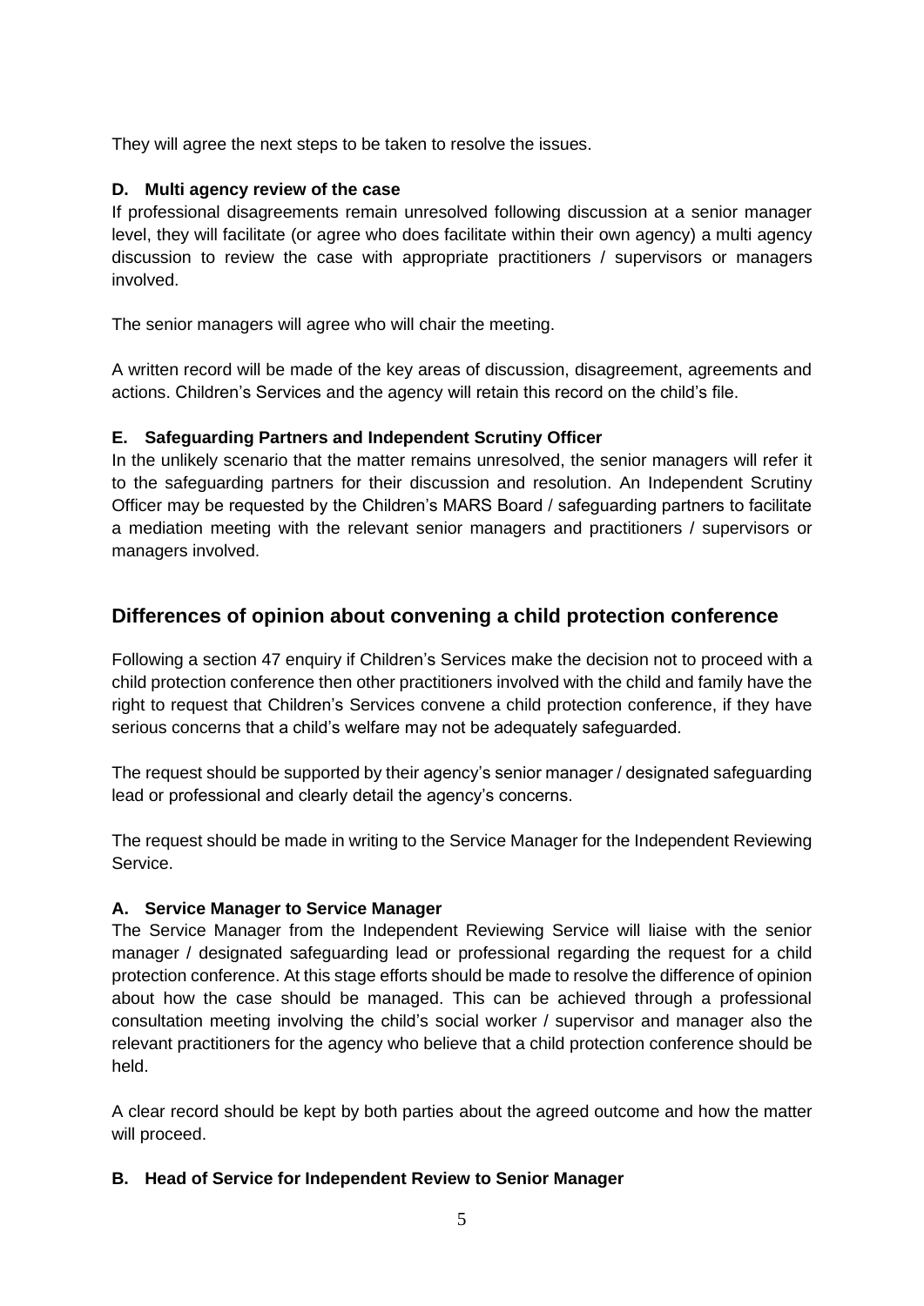They will agree the next steps to be taken to resolve the issues.

### D. Multi agency review of the case

If professional disagreements remain unresolved following discussion at a senior manager level, they will facilitate (or agree who does facilitate within their own agency) a multi agency discussion to review the case with appropriate practitioners / supervisors or managers involved.

The senior managers will agree who will chair the meeting.

A written record will be made of the key areas of discussion, disagreement, agreements and actions. Children's Services and the agency will retain this record on the child's file.

### E. Safeguarding Partners and Independent Scrutiny Officer

In the unlikely scenario that the matter remains unresolved, the senior managers will refer it to the safeguarding partners for their discussion and resolution. An Independent Scrutiny Officer may be requested by the Children's MARS Board / safeguarding partners to facilitate a mediation meeting with the relevant senior managers and practitioners / supervisors or managers involved.

## Differences of opinion about convening a child protection conference

Following a section 47 enquiry if Children's Services make the decision not to proceed with a child protection conference then other practitioners involved with the child and family have the right to request that Children's Services convene a child protection conference, if they have serious concerns that a child's welfare may not be adequately safeguarded.

The request should be supported by their agency's senior manager / designated safeguarding lead or professional and clearly detail the agency's concerns.

The request should be made in writing to the Service Manager for the Independent Reviewing Service.

### A. Service Manager to Service Manager

The Service Manager from the Independent Reviewing Service will liaise with the senior manager / designated safeguarding lead or professional regarding the request for a child protection conference. At this stage efforts should be made to resolve the difference of opinion about how the case should be managed. This can be achieved through a professional consultation meeting involving the child's social worker / supervisor and manager also the relevant practitioners for the agency who believe that a child protection conference should be held.

A clear record should be kept by both parties about the agreed outcome and how the matter will proceed.

### B. Head of Service for Independent Review to Senior Manager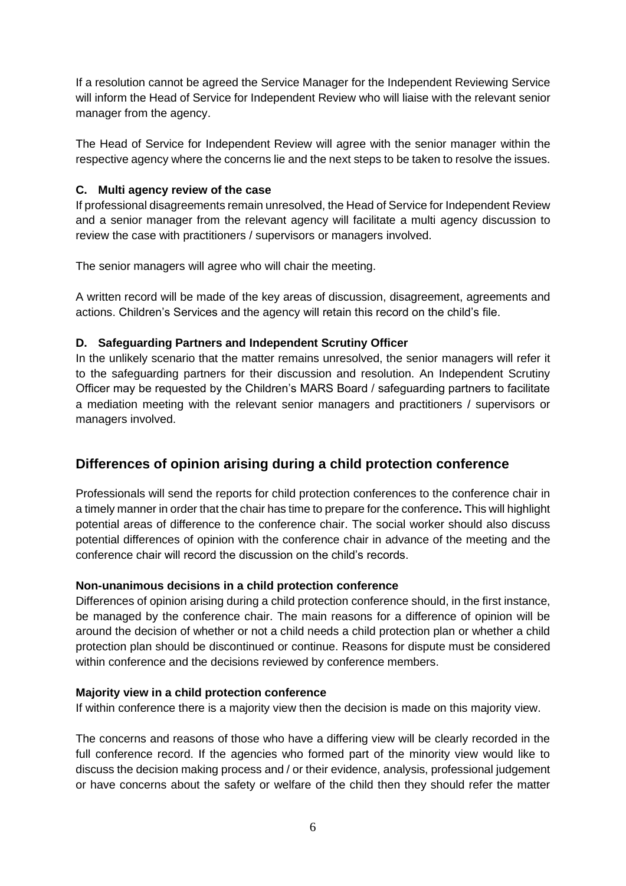If a resolution cannot be agreed the Service Manager for the Independent Reviewing Service will inform the Head of Service for Independent Review who will liaise with the relevant senior manager from the agency.

The Head of Service for Independent Review will agree with the senior manager within the respective agency where the concerns lie and the next steps to be taken to resolve the issues.

#### C. Multi agency review of the case

If professional disagreements remain unresolved, the Head of Service for Independent Review and a senior manager from the relevant agency will facilitate a multi agency discussion to review the case with practitioners / supervisors or managers involved.

The senior managers will agree who will chair the meeting.

A written record will be made of the key areas of discussion, disagreement, agreements and actions. Children's Services and the agency will retain this record on the child's file.

#### D. Safeguarding Partners and Independent Scrutiny Officer

In the unlikely scenario that the matter remains unresolved, the senior managers will refer it to the safeguarding partners for their discussion and resolution. An Independent Scrutiny Officer may be requested by the Children's MARS Board / safeguarding partners to facilitate a mediation meeting with the relevant senior managers and practitioners / supervisors or managers involved.

## Differences of opinion arising during a child protection conference

Professionals will send the reports for child protection conferences to the conference chair in a timely manner in order that the chair has time to prepare for the conference**.** This will highlight potential areas of difference to the conference chair. The social worker should also discuss potential differences of opinion with the conference chair in advance of the meeting and the conference chair will record the discussion on the child's records.

#### Non-unanimous decisions in a child protection conference

Differences of opinion arising during a child protection conference should, in the first instance, be managed by the conference chair. The main reasons for a difference of opinion will be around the decision of whether or not a child needs a child protection plan or whether a child protection plan should be discontinued or continue. Reasons for dispute must be considered within conference and the decisions reviewed by conference members.

#### Majority view in a child protection conference

If within conference there is a majority view then the decision is made on this majority view.

The concerns and reasons of those who have a differing view will be clearly recorded in the full conference record. If the agencies who formed part of the minority view would like to discuss the decision making process and / or their evidence, analysis, professional judgement or have concerns about the safety or welfare of the child then they should refer the matter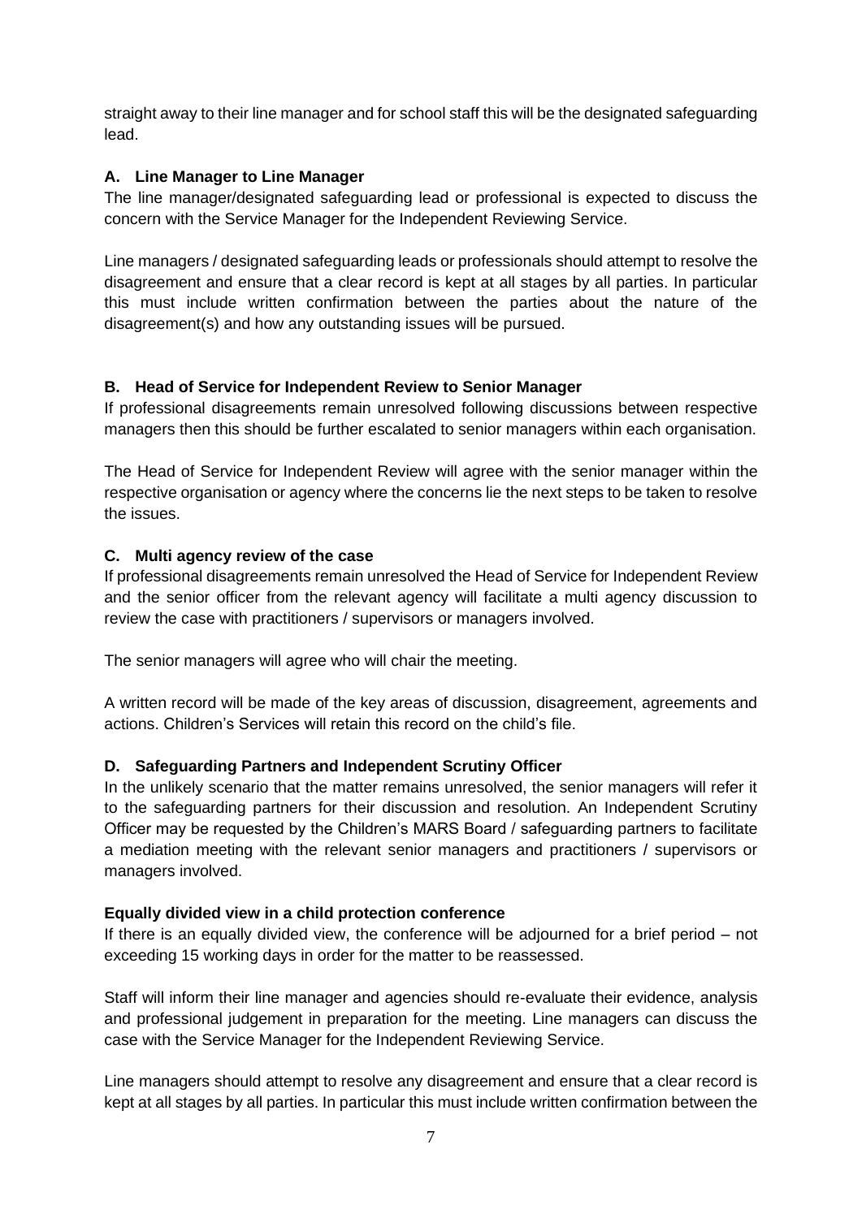straight away to their line manager and for school staff this will be the designated safeguarding lead.

### A. Line Manager to Line Manager

The line manager/designated safeguarding lead or professional is expected to discuss the concern with the Service Manager for the Independent Reviewing Service.

Line managers / designated safeguarding leads or professionals should attempt to resolve the disagreement and ensure that a clear record is kept at all stages by all parties. In particular this must include written confirmation between the parties about the nature of the disagreement(s) and how any outstanding issues will be pursued.

### B. Head of Service for Independent Review to Senior Manager

If professional disagreements remain unresolved following discussions between respective managers then this should be further escalated to senior managers within each organisation.

The Head of Service for Independent Review will agree with the senior manager within the respective organisation or agency where the concerns lie the next steps to be taken to resolve the issues.

### C. Multi agency review of the case

If professional disagreements remain unresolved the Head of Service for Independent Review and the senior officer from the relevant agency will facilitate a multi agency discussion to review the case with practitioners / supervisors or managers involved.

The senior managers will agree who will chair the meeting.

A written record will be made of the key areas of discussion, disagreement, agreements and actions. Children's Services will retain this record on the child's file.

### D. Safeguarding Partners and Independent Scrutiny Officer

In the unlikely scenario that the matter remains unresolved, the senior managers will refer it to the safeguarding partners for their discussion and resolution. An Independent Scrutiny Officer may be requested by the Children's MARS Board / safeguarding partners to facilitate a mediation meeting with the relevant senior managers and practitioners / supervisors or managers involved.

### Equally divided view in a child protection conference

If there is an equally divided view, the conference will be adjourned for a brief period – not exceeding 15 working days in order for the matter to be reassessed.

Staff will inform their line manager and agencies should re-evaluate their evidence, analysis and professional judgement in preparation for the meeting. Line managers can discuss the case with the Service Manager for the Independent Reviewing Service.

Line managers should attempt to resolve any disagreement and ensure that a clear record is kept at all stages by all parties. In particular this must include written confirmation between the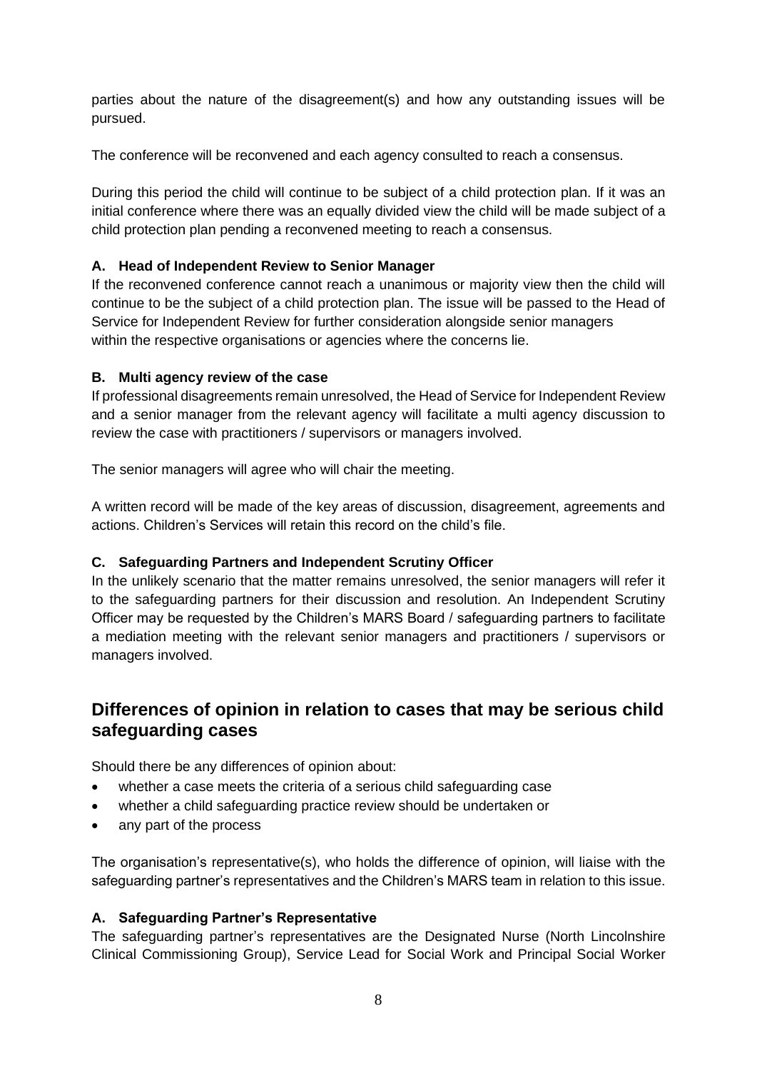parties about the nature of the disagreement(s) and how any outstanding issues will be pursued.

The conference will be reconvened and each agency consulted to reach a consensus.

During this period the child will continue to be subject of a child protection plan. If it was an initial conference where there was an equally divided view the child will be made subject of a child protection plan pending a reconvened meeting to reach a consensus.

**A. Head of Independent Review to Senior Manager**

If the reconvened conference cannot reach a unanimous or majority view then the child will continue to be the subject of a child protection plan. The issue will be passed to the Head of Service for Independent Review for further consideration alongside senior managers within the respective organisations or agencies where the concerns lie.

**B. Multi agency review of the case**

If professional disagreements remain unresolved, the Head of Service for Independent Review and a senior manager from the relevant agency will facilitate a multi agency discussion to review the case with practitioners / supervisors or managers involved.

The senior managers will agree who will chair the meeting.

A written record will be made of the key areas of discussion, disagreement, agreements and actions. Children's Services will retain this record on the child's file.

**C. Safeguarding Partners and Independent Scrutiny Officer**

In the unlikely scenario that the matter remains unresolved, the senior managers will refer it to the safeguarding partners for their discussion and resolution. An Independent Scrutiny Officer may be requested by the Children's MARS Board / safeguarding partners to facilitate a mediation meeting with the relevant senior managers and practitioners / supervisors or managers involved.

## Differences of opinion in relation to cases that may be serious child safeguarding cases

Should there be any differences of opinion about:

- whether a case meets the criteria of a serious child safeguarding case
- whether a child safeguarding practice review should be undertaken or
- any part of the process

The organisation's representative(s), who holds the difference of opinion, will liaise with the safeguarding partner's representatives and the Children's MARS team in relation to this issue.

**A. Safeguarding Partner's Representative**

The safeguarding partner's representatives are the Designated Nurse (North Lincolnshire Clinical Commissioning Group), Service Lead for Social Work and Principal Social Worker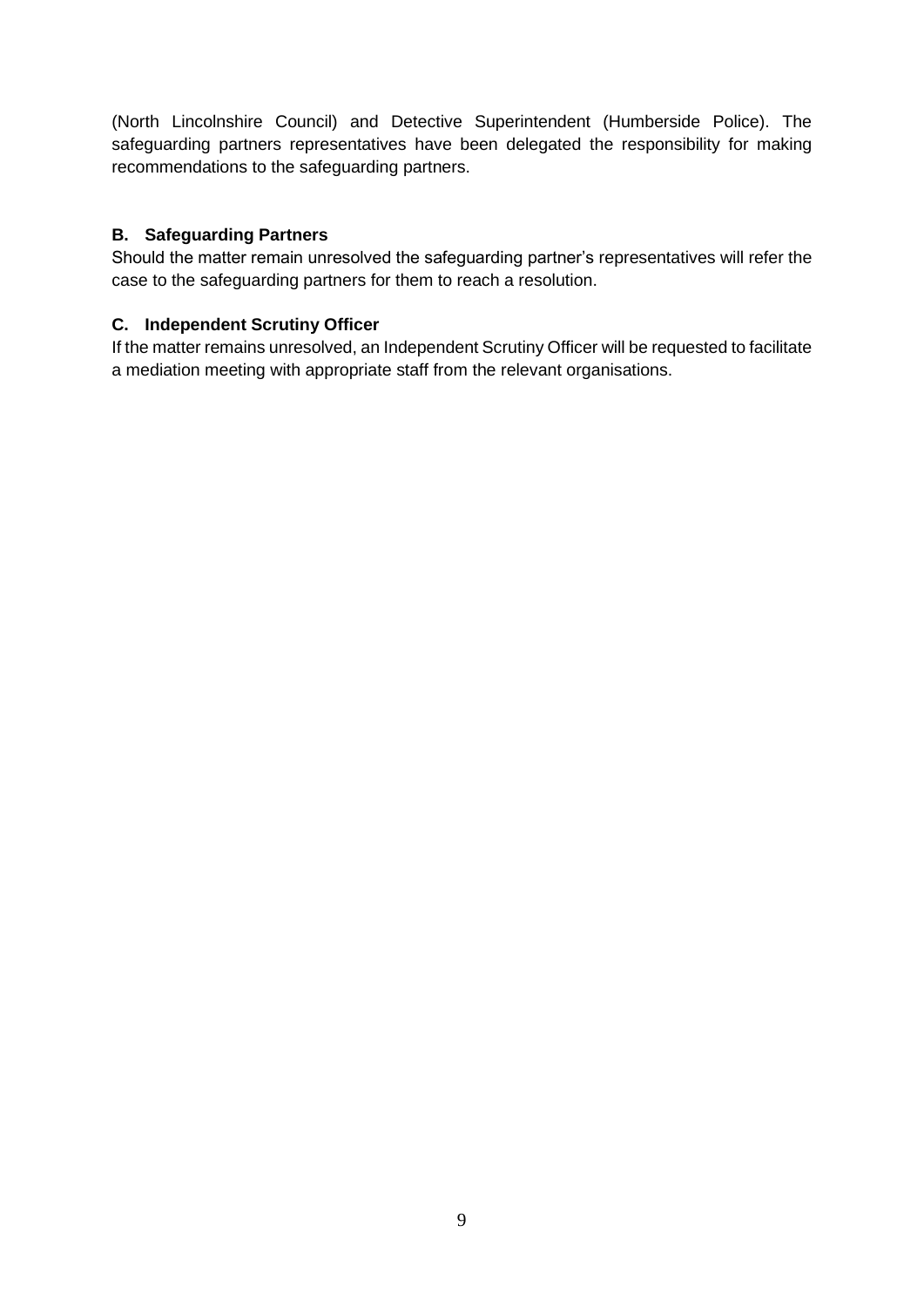(North Lincolnshire Council) and Detective Superintendent (Humberside Police). The safeguarding partners representatives have been delegated the responsibility for making recommendations to the safeguarding partners.

### B. Safeguarding Partners

Should the matter remain unresolved the safeguarding partner's representatives will refer the case to the safeguarding partners for them to reach a resolution.

### C. Independent Scrutiny Officer

If the matter remains unresolved, an Independent Scrutiny Officer will be requested to facilitate a mediation meeting with appropriate staff from the relevant organisations.